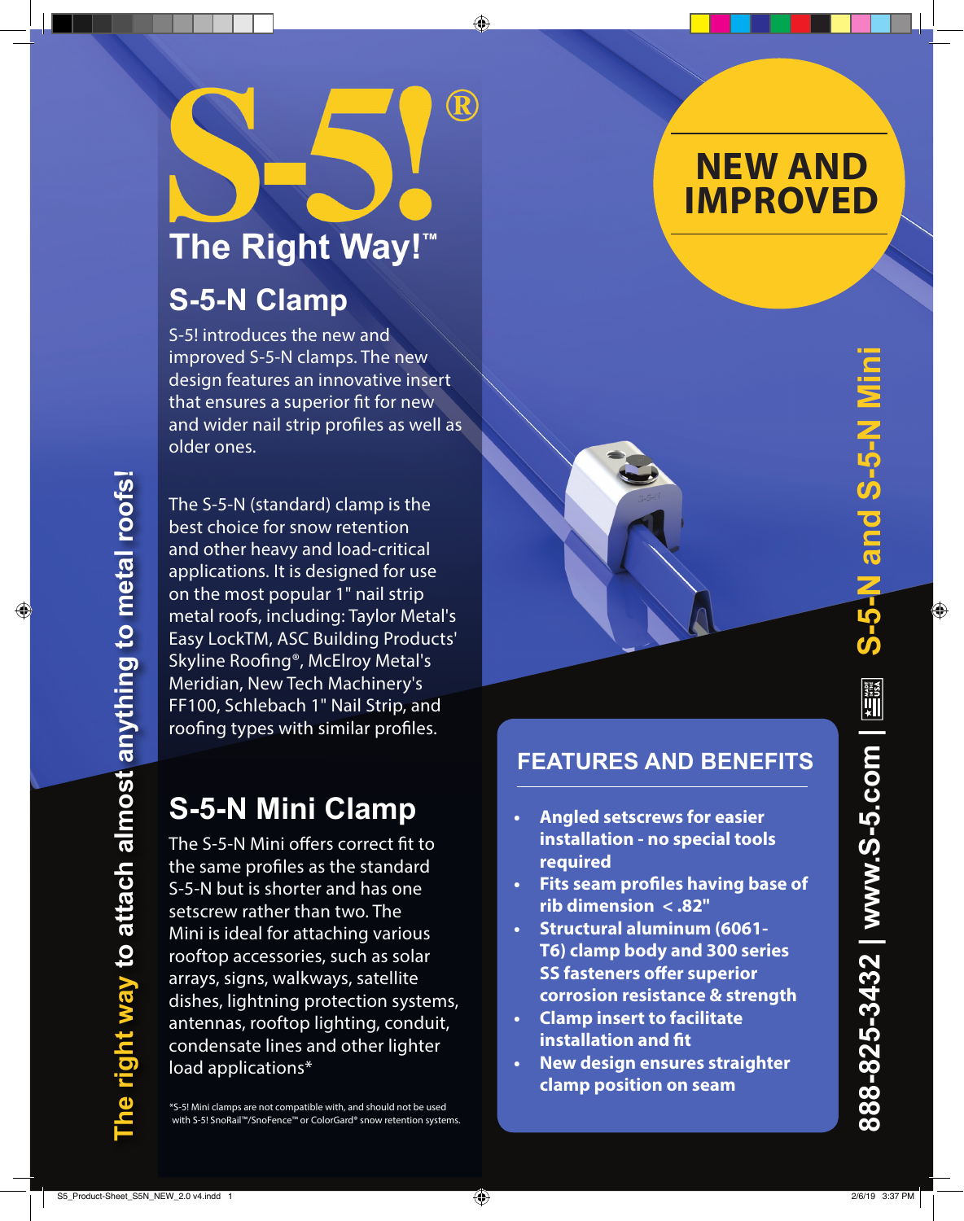# S-5!®

## The Right Way!™

## S-5-N Clamp

S-5! introduces the new and improved S-5-N clamps. The new design features an innovative insert that ensures a superior fit for new and wider nail strip profiles as well as older ones.

The S-5-N (standard) clamp is the best choice for snow retention and other heavy and load-critical applications. It is designed for use on the most popular 1" nail strip metal roofs, including: Taylor Metal's Easy LockTM, ASC Building Products' Skyline Roofing®, McElroy Metal's Meridian, New Tech Machinery's FF100, Schlebach 1" Nail Strip, and roofing types with similar profiles.

## S-5-N Mini Clamp

The S-5-N Mini offers correct fit to the same profiles as the standard S-5-N but is shorter and has one setscrew rather than two. The Mini is ideal for attaching various rooftop accessories, such as solar arrays, signs, walkways, satellite dishes, lightning protection systems, antennas, rooftop lighting, conduit, condensate lines and other lighter load applications*

*S-5! Mini clamps are not compatible with, and should not be used with S-5! SnoRail™/SnoFence™ or ColorGard® snow retention systems.

**NEW AND IMPROVED**

**S-5-N and S-5-N Mini**

The right way to attach almost anything to metal roofs!

### FEATURES AND BENEFITS

- **Angled setscrews for easier installation - no special tools required**
- **Fits seam profiles having base of rib dimension < .82"**
- **Structural aluminum (6061-T6) clamp body and 300 series SS fasteners offer superior corrosion resistance & strength**
- **Clamp insert to facilitate installation and fit**
- **New design ensures straighter clamp position on seam**

888-825-3432 | www.S-5.com | MADE IN THE USA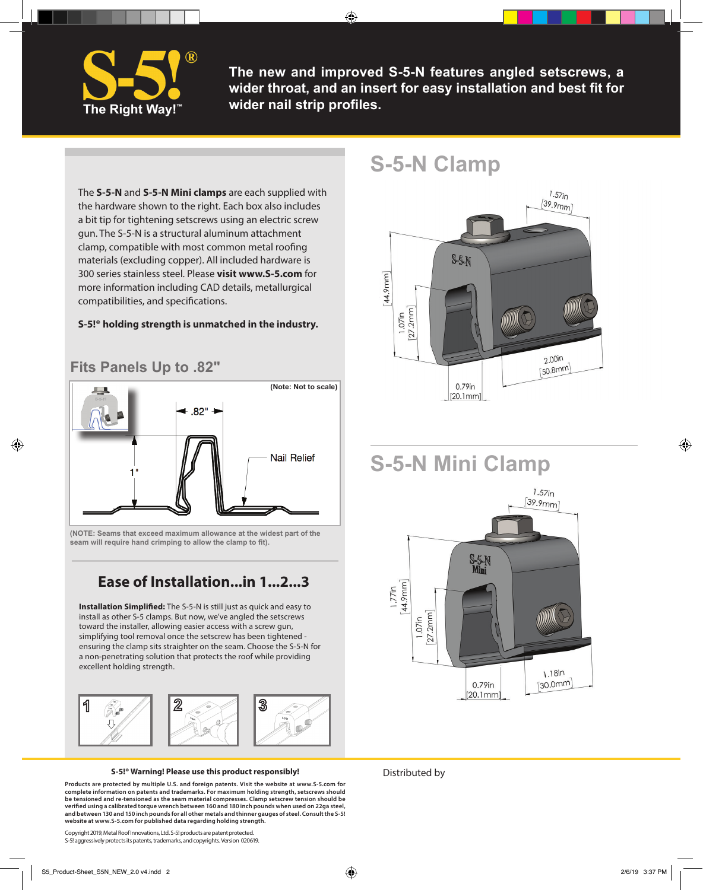# S-5!®

The Right Way!™

**The new and improved S-5-N features angled setscrews, a wider throat, and an insert for easy installation and best fit for wider nail strip profiles.**

The **S-5-N** and **S-5-N Mini clamps** are each supplied with the hardware shown to the right. Each box also includes a bit tip for tightening setscrews using an electric screw gun. The S-5-N is a structural aluminum attachment clamp, compatible with most common metal roofing materials (excluding copper). All included hardware is 300 series stainless steel. Please **visit www.S-5.com** for more information including CAD details, metallurgical compatibilities, and specifications.

**S-5!® holding strength is unmatched in the industry.**

## Fits Panels Up to .82"

(Note: Not to scale)

.82"

1"

Nail Relief

(NOTE: Seams that exceed maximum allowance at the widest part of the seam will require hand crimping to allow the clamp to fit).

## Ease of Installation...in 1...2...3

**Installation Simplified:** The S-5-N is still just as quick and easy to install as other S-5 clamps. But now, we've angled the setscrews toward the installer, allowing easier access with a screw gun, simplifying tool removal once the setscrew has been tightened - ensuring the clamp sits straighter on the seam. Choose the S-5-N for a non-penetrating solution that protects the roof while providing excellent holding strength.

1 2 3

## S-5-N Clamp

1.57in [39.9mm]

[44.9mm]

1.07in [27.2mm]

2.00in [50.8mm]

0.79in [20.1mm]

## S-5-N Mini Clamp

1.57in [39.9mm]

1.77in [44.9mm]

1.07in [27.2mm]

1.18in [30.0mm]

0.79in [20.1mm]

**S-5!® Warning! Please use this product responsibly!**

**Products are protected by multiple U.S. and foreign patents. Visit the website at www.S-5.com for complete information on patents and trademarks. For maximum holding strength, setscrews should be tensioned and re-tensioned as the seam material compresses. Clamp setscrew tension should be verified using a calibrated torque wrench between 160 and 180 inch pounds when used on 22ga steel, and between 130 and 150 inch pounds for all other metals and thinner gauges of steel. Consult the S-5! website at www.S-5.com for published data regarding holding strength.**

Copyright 2019, Metal Roof Innovations, Ltd. S-5! products are patent protected.
S-5! aggressively protects its patents, trademarks, and copyrights. Version 020619.

Distributed by